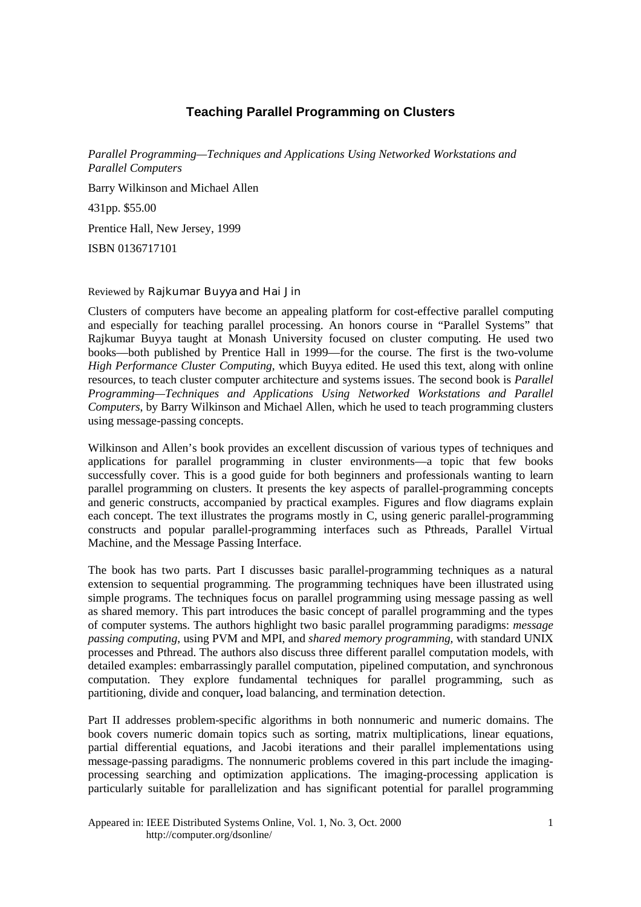## Teaching Parallel Programming on Clusters

*Parallel Programming—Techniques and Applications Using Networked Workstations and Parallel Computers*

Barry Wilkinson and Michael Allen

431pp. $55.00

Prentice Hall, New Jersey, 1999

ISBN 0136717101

Reviewed by Rajkumar Buyya and Hai Jin

Clusters of computers have become an appealing platform for cost-effective parallel computing and especially for teaching parallel processing. An honors course in "Parallel Systems" that Rajkumar Buyya taught at Monash University focused on cluster computing. He used two books—both published by Prentice Hall in 1999—for the course. The first is the two-volume *High Performance Cluster Computing*, which Buyya edited. He used this text, along with online resources, to teach cluster computer architecture and systems issues. The second book is *Parallel Programming—Techniques and Applications Using Networked Workstations and Parallel Computers*, by Barry Wilkinson and Michael Allen, which he used to teach programming clusters using message-passing concepts.

Wilkinson and Allen's book provides an excellent discussion of various types of techniques and applications for parallel programming in cluster environments—a topic that few books successfully cover. This is a good guide for both beginners and professionals wanting to learn parallel programming on clusters. It presents the key aspects of parallel-programming concepts and generic constructs, accompanied by practical examples. Figures and flow diagrams explain each concept. The text illustrates the programs mostly in C, using generic parallel-programming constructs and popular parallel-programming interfaces such as Pthreads, Parallel Virtual Machine, and the Message Passing Interface.

The book has two parts. Part I discusses basic parallel-programming techniques as a natural extension to sequential programming. The programming techniques have been illustrated using simple programs. The techniques focus on parallel programming using message passing as well as shared memory. This part introduces the basic concept of parallel programming and the types of computer systems. The authors highlight two basic parallel programming paradigms: *message passing computing*, using PVM and MPI, and *shared memory programming,* with standard UNIX processes and Pthread. The authors also discuss three different parallel computation models, with detailed examples: embarrassingly parallel computation, pipelined computation, and synchronous computation. They explore fundamental techniques for parallel programming, such as partitioning, divide and conquer**,** load balancing, and termination detection.

Part II addresses problem-specific algorithms in both nonnumeric and numeric domains. The book covers numeric domain topics such as sorting, matrix multiplications, linear equations, partial differential equations, and Jacobi iterations and their parallel implementations using message-passing paradigms. The nonnumeric problems covered in this part include the imaging-processing searching and optimization applications. The imaging-processing application is particularly suitable for parallelization and has significant potential for parallel programming

Appeared in: IEEE Distributed Systems Online, Vol. 1, No. 3, Oct. 2000
http://computer.org/dsonline/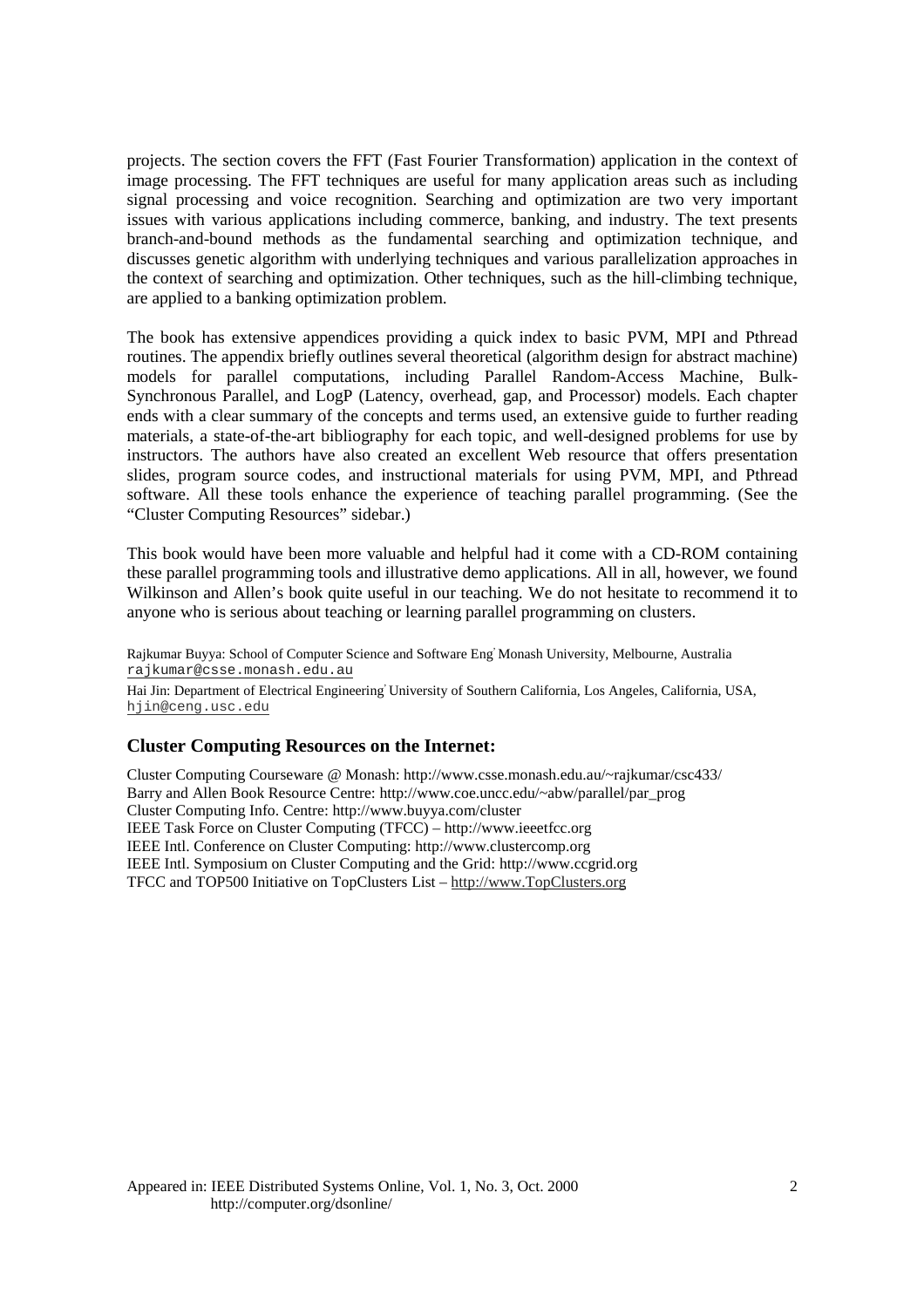projects. The section covers the FFT (Fast Fourier Transformation) application in the context of image processing. The FFT techniques are useful for many application areas such as including signal processing and voice recognition. Searching and optimization are two very important issues with various applications including commerce, banking, and industry. The text presents branch-and-bound methods as the fundamental searching and optimization technique, and discusses genetic algorithm with underlying techniques and various parallelization approaches in the context of searching and optimization. Other techniques, such as the hill-climbing technique, are applied to a banking optimization problem.

The book has extensive appendices providing a quick index to basic PVM, MPI and Pthread routines. The appendix briefly outlines several theoretical (algorithm design for abstract machine) models for parallel computations, including Parallel Random-Access Machine, Bulk-Synchronous Parallel, and LogP (Latency, overhead, gap, and Processor) models. Each chapter ends with a clear summary of the concepts and terms used, an extensive guide to further reading materials, a state-of-the-art bibliography for each topic, and well-designed problems for use by instructors. The authors have also created an excellent Web resource that offers presentation slides, program source codes, and instructional materials for using PVM, MPI, and Pthread software. All these tools enhance the experience of teaching parallel programming. (See the "Cluster Computing Resources" sidebar.)

This book would have been more valuable and helpful had it come with a CD-ROM containing these parallel programming tools and illustrative demo applications. All in all, however, we found Wilkinson and Allen's book quite useful in our teaching. We do not hesitate to recommend it to anyone who is serious about teaching or learning parallel programming on clusters.

Rajkumar Buyya: School of Computer Science and Software Eng, Monash University, Melbourne, Australia
rajkumar@csse.monash.edu.au

Hai Jin: Department of Electrical Engineering, University of Southern California, Los Angeles, California, USA,
hjin@ceng.usc.edu

### Cluster Computing Resources on the Internet:

Cluster Computing Courseware @ Monash: http://www.csse.monash.edu.au/~rajkumar/csc433/
Barry and Allen Book Resource Centre: http://www.coe.uncc.edu/~abw/parallel/par_prog
Cluster Computing Info. Centre: http://www.buyya.com/cluster
IEEE Task Force on Cluster Computing (TFCC) – http://www.ieeetfcc.org
IEEE Intl. Conference on Cluster Computing: http://www.clustercomp.org
IEEE Intl. Symposium on Cluster Computing and the Grid: http://www.ccgrid.org
TFCC and TOP500 Initiative on TopClusters List – http://www.TopClusters.org